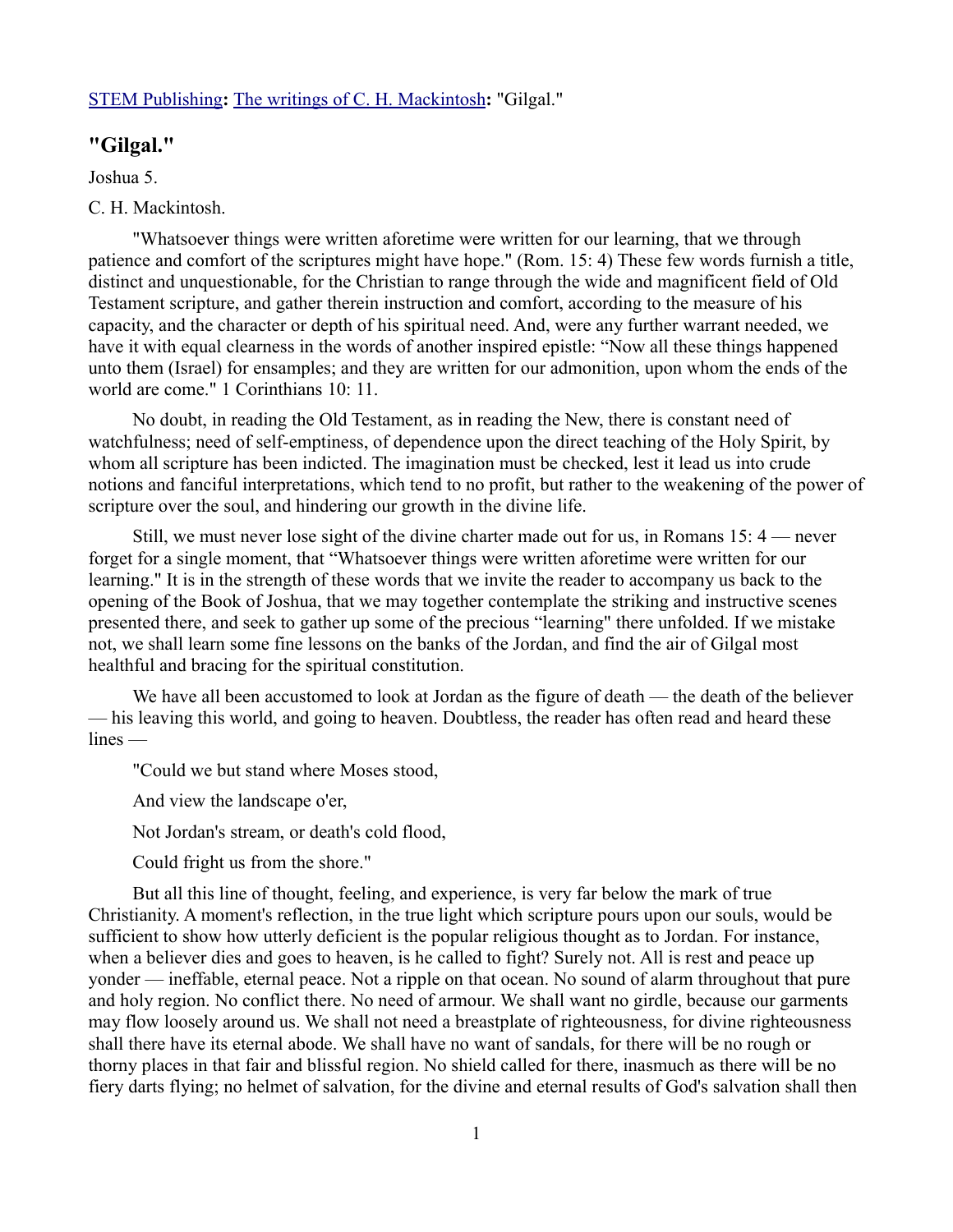STEM Publishing**:** The writings of C. H. Mackintosh**:** "Gilgal."

## "Gilgal."

Joshua 5.

C. H. Mackintosh.

"Whatsoever things were written aforetime were written for our learning, that we through patience and comfort of the scriptures might have hope." (Rom. 15: 4) These few words furnish a title, distinct and unquestionable, for the Christian to range through the wide and magnificent field of Old Testament scripture, and gather therein instruction and comfort, according to the measure of his capacity, and the character or depth of his spiritual need. And, were any further warrant needed, we have it with equal clearness in the words of another inspired epistle: "Now all these things happened unto them (Israel) for ensamples; and they are written for our admonition, upon whom the ends of the world are come." 1 Corinthians 10: 11.

No doubt, in reading the Old Testament, as in reading the New, there is constant need of watchfulness; need of self-emptiness, of dependence upon the direct teaching of the Holy Spirit, by whom all scripture has been indicted. The imagination must be checked, lest it lead us into crude notions and fanciful interpretations, which tend to no profit, but rather to the weakening of the power of scripture over the soul, and hindering our growth in the divine life.

Still, we must never lose sight of the divine charter made out for us, in Romans 15: 4 — never forget for a single moment, that "Whatsoever things were written aforetime were written for our learning." It is in the strength of these words that we invite the reader to accompany us back to the opening of the Book of Joshua, that we may together contemplate the striking and instructive scenes presented there, and seek to gather up some of the precious "learning" there unfolded. If we mistake not, we shall learn some fine lessons on the banks of the Jordan, and find the air of Gilgal most healthful and bracing for the spiritual constitution.

We have all been accustomed to look at Jordan as the figure of death — the death of the believer — his leaving this world, and going to heaven. Doubtless, the reader has often read and heard these lines —

"Could we but stand where Moses stood,

And view the landscape o'er,

Not Jordan's stream, or death's cold flood,

Could fright us from the shore."

But all this line of thought, feeling, and experience, is very far below the mark of true Christianity. A moment's reflection, in the true light which scripture pours upon our souls, would be sufficient to show how utterly deficient is the popular religious thought as to Jordan. For instance, when a believer dies and goes to heaven, is he called to fight? Surely not. All is rest and peace up yonder — ineffable, eternal peace. Not a ripple on that ocean. No sound of alarm throughout that pure and holy region. No conflict there. No need of armour. We shall want no girdle, because our garments may flow loosely around us. We shall not need a breastplate of righteousness, for divine righteousness shall there have its eternal abode. We shall have no want of sandals, for there will be no rough or thorny places in that fair and blissful region. No shield called for there, inasmuch as there will be no fiery darts flying; no helmet of salvation, for the divine and eternal results of God's salvation shall then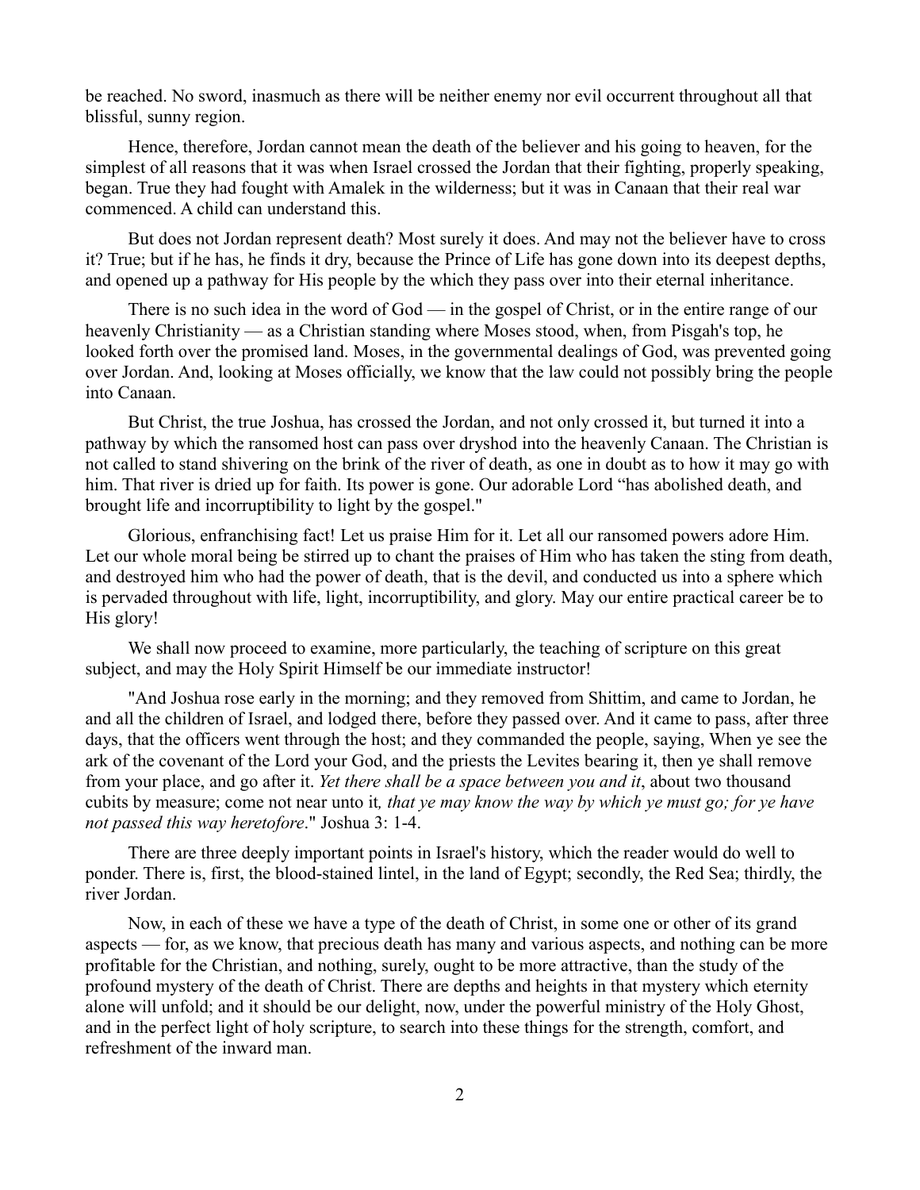be reached. No sword, inasmuch as there will be neither enemy nor evil occurrent throughout all that blissful, sunny region.

Hence, therefore, Jordan cannot mean the death of the believer and his going to heaven, for the simplest of all reasons that it was when Israel crossed the Jordan that their fighting, properly speaking, began. True they had fought with Amalek in the wilderness; but it was in Canaan that their real war commenced. A child can understand this.

But does not Jordan represent death? Most surely it does. And may not the believer have to cross it? True; but if he has, he finds it dry, because the Prince of Life has gone down into its deepest depths, and opened up a pathway for His people by the which they pass over into their eternal inheritance.

There is no such idea in the word of God — in the gospel of Christ, or in the entire range of our heavenly Christianity — as a Christian standing where Moses stood, when, from Pisgah's top, he looked forth over the promised land. Moses, in the governmental dealings of God, was prevented going over Jordan. And, looking at Moses officially, we know that the law could not possibly bring the people into Canaan.

But Christ, the true Joshua, has crossed the Jordan, and not only crossed it, but turned it into a pathway by which the ransomed host can pass over dryshod into the heavenly Canaan. The Christian is not called to stand shivering on the brink of the river of death, as one in doubt as to how it may go with him. That river is dried up for faith. Its power is gone. Our adorable Lord "has abolished death, and brought life and incorruptibility to light by the gospel."

Glorious, enfranchising fact! Let us praise Him for it. Let all our ransomed powers adore Him. Let our whole moral being be stirred up to chant the praises of Him who has taken the sting from death, and destroyed him who had the power of death, that is the devil, and conducted us into a sphere which is pervaded throughout with life, light, incorruptibility, and glory. May our entire practical career be to His glory!

We shall now proceed to examine, more particularly, the teaching of scripture on this great subject, and may the Holy Spirit Himself be our immediate instructor!

"And Joshua rose early in the morning; and they removed from Shittim, and came to Jordan, he and all the children of Israel, and lodged there, before they passed over. And it came to pass, after three days, that the officers went through the host; and they commanded the people, saying, When ye see the ark of the covenant of the Lord your God, and the priests the Levites bearing it, then ye shall remove from your place, and go after it. *Yet there shall be a space between you and it*, about two thousand cubits by measure; come not near unto it*, that ye may know the way by which ye must go; for ye have not passed this way heretofore*." Joshua 3: 1-4.

There are three deeply important points in Israel's history, which the reader would do well to ponder. There is, first, the blood-stained lintel, in the land of Egypt; secondly, the Red Sea; thirdly, the river Jordan.

Now, in each of these we have a type of the death of Christ, in some one or other of its grand aspects — for, as we know, that precious death has many and various aspects, and nothing can be more profitable for the Christian, and nothing, surely, ought to be more attractive, than the study of the profound mystery of the death of Christ. There are depths and heights in that mystery which eternity alone will unfold; and it should be our delight, now, under the powerful ministry of the Holy Ghost, and in the perfect light of holy scripture, to search into these things for the strength, comfort, and refreshment of the inward man.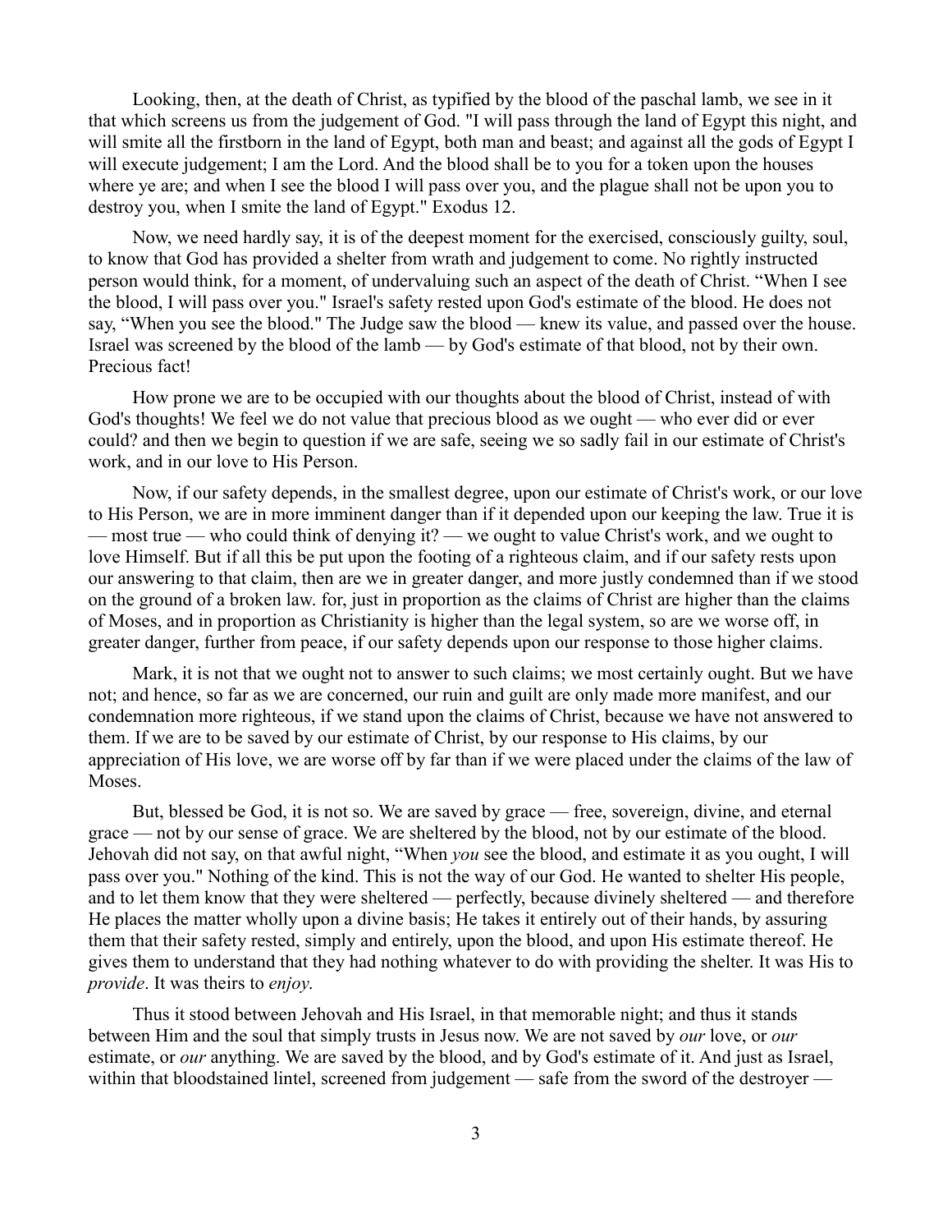Looking, then, at the death of Christ, as typified by the blood of the paschal lamb, we see in it that which screens us from the judgement of God. "I will pass through the land of Egypt this night, and will smite all the firstborn in the land of Egypt, both man and beast; and against all the gods of Egypt I will execute judgement; I am the Lord. And the blood shall be to you for a token upon the houses where ye are; and when I see the blood I will pass over you, and the plague shall not be upon you to destroy you, when I smite the land of Egypt." Exodus 12.

Now, we need hardly say, it is of the deepest moment for the exercised, consciously guilty, soul, to know that God has provided a shelter from wrath and judgement to come. No rightly instructed person would think, for a moment, of undervaluing such an aspect of the death of Christ. "When I see the blood, I will pass over you." Israel's safety rested upon God's estimate of the blood. He does not say, "When you see the blood." The Judge saw the blood — knew its value, and passed over the house. Israel was screened by the blood of the lamb — by God's estimate of that blood, not by their own. Precious fact!

How prone we are to be occupied with our thoughts about the blood of Christ, instead of with God's thoughts! We feel we do not value that precious blood as we ought — who ever did or ever could? and then we begin to question if we are safe, seeing we so sadly fail in our estimate of Christ's work, and in our love to His Person.

Now, if our safety depends, in the smallest degree, upon our estimate of Christ's work, or our love to His Person, we are in more imminent danger than if it depended upon our keeping the law. True it is — most true — who could think of denying it? — we ought to value Christ's work, and we ought to love Himself. But if all this be put upon the footing of a righteous claim, and if our safety rests upon our answering to that claim, then are we in greater danger, and more justly condemned than if we stood on the ground of a broken law. for, just in proportion as the claims of Christ are higher than the claims of Moses, and in proportion as Christianity is higher than the legal system, so are we worse off, in greater danger, further from peace, if our safety depends upon our response to those higher claims.

Mark, it is not that we ought not to answer to such claims; we most certainly ought. But we have not; and hence, so far as we are concerned, our ruin and guilt are only made more manifest, and our condemnation more righteous, if we stand upon the claims of Christ, because we have not answered to them. If we are to be saved by our estimate of Christ, by our response to His claims, by our appreciation of His love, we are worse off by far than if we were placed under the claims of the law of Moses.

But, blessed be God, it is not so. We are saved by grace — free, sovereign, divine, and eternal grace — not by our sense of grace. We are sheltered by the blood, not by our estimate of the blood. Jehovah did not say, on that awful night, "When *you* see the blood, and estimate it as you ought, I will pass over you." Nothing of the kind. This is not the way of our God. He wanted to shelter His people, and to let them know that they were sheltered — perfectly, because divinely sheltered — and therefore He places the matter wholly upon a divine basis; He takes it entirely out of their hands, by assuring them that their safety rested, simply and entirely, upon the blood, and upon His estimate thereof. He gives them to understand that they had nothing whatever to do with providing the shelter. It was His to *provide*. It was theirs to *enjoy*.

Thus it stood between Jehovah and His Israel, in that memorable night; and thus it stands between Him and the soul that simply trusts in Jesus now. We are not saved by *our* love, or *our* estimate, or *our* anything. We are saved by the blood, and by God's estimate of it. And just as Israel, within that bloodstained lintel, screened from judgement — safe from the sword of the destroyer —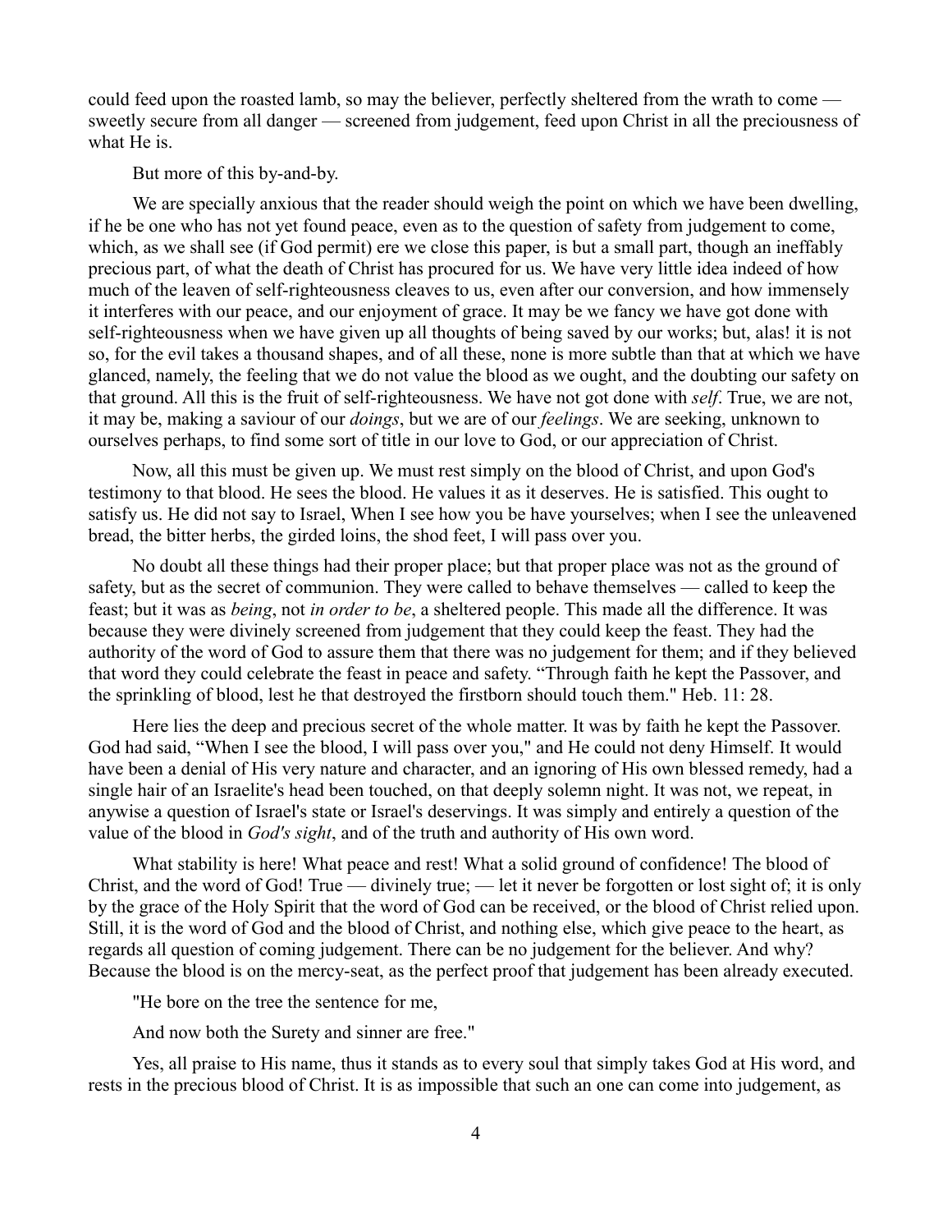could feed upon the roasted lamb, so may the believer, perfectly sheltered from the wrath to come — sweetly secure from all danger — screened from judgement, feed upon Christ in all the preciousness of what He is.

But more of this by-and-by.

We are specially anxious that the reader should weigh the point on which we have been dwelling, if he be one who has not yet found peace, even as to the question of safety from judgement to come, which, as we shall see (if God permit) ere we close this paper, is but a small part, though an ineffably precious part, of what the death of Christ has procured for us. We have very little idea indeed of how much of the leaven of self-righteousness cleaves to us, even after our conversion, and how immensely it interferes with our peace, and our enjoyment of grace. It may be we fancy we have got done with self-righteousness when we have given up all thoughts of being saved by our works; but, alas! it is not so, for the evil takes a thousand shapes, and of all these, none is more subtle than that at which we have glanced, namely, the feeling that we do not value the blood as we ought, and the doubting our safety on that ground. All this is the fruit of self-righteousness. We have not got done with *self*. True, we are not, it may be, making a saviour of our *doings*, but we are of our *feelings*. We are seeking, unknown to ourselves perhaps, to find some sort of title in our love to God, or our appreciation of Christ.

Now, all this must be given up. We must rest simply on the blood of Christ, and upon God's testimony to that blood. He sees the blood. He values it as it deserves. He is satisfied. This ought to satisfy us. He did not say to Israel, When I see how you be have yourselves; when I see the unleavened bread, the bitter herbs, the girded loins, the shod feet, I will pass over you.

No doubt all these things had their proper place; but that proper place was not as the ground of safety, but as the secret of communion. They were called to behave themselves — called to keep the feast; but it was as *being*, not *in order to be*, a sheltered people. This made all the difference. It was because they were divinely screened from judgement that they could keep the feast. They had the authority of the word of God to assure them that there was no judgement for them; and if they believed that word they could celebrate the feast in peace and safety. "Through faith he kept the Passover, and the sprinkling of blood, lest he that destroyed the firstborn should touch them." Heb. 11: 28.

Here lies the deep and precious secret of the whole matter. It was by faith he kept the Passover. God had said, "When I see the blood, I will pass over you," and He could not deny Himself. It would have been a denial of His very nature and character, and an ignoring of His own blessed remedy, had a single hair of an Israelite's head been touched, on that deeply solemn night. It was not, we repeat, in anywise a question of Israel's state or Israel's deservings. It was simply and entirely a question of the value of the blood in *God's sight*, and of the truth and authority of His own word.

What stability is here! What peace and rest! What a solid ground of confidence! The blood of Christ, and the word of God! True — divinely true; — let it never be forgotten or lost sight of; it is only by the grace of the Holy Spirit that the word of God can be received, or the blood of Christ relied upon. Still, it is the word of God and the blood of Christ, and nothing else, which give peace to the heart, as regards all question of coming judgement. There can be no judgement for the believer. And why? Because the blood is on the mercy-seat, as the perfect proof that judgement has been already executed.

"He bore on the tree the sentence for me,

And now both the Surety and sinner are free."

Yes, all praise to His name, thus it stands as to every soul that simply takes God at His word, and rests in the precious blood of Christ. It is as impossible that such an one can come into judgement, as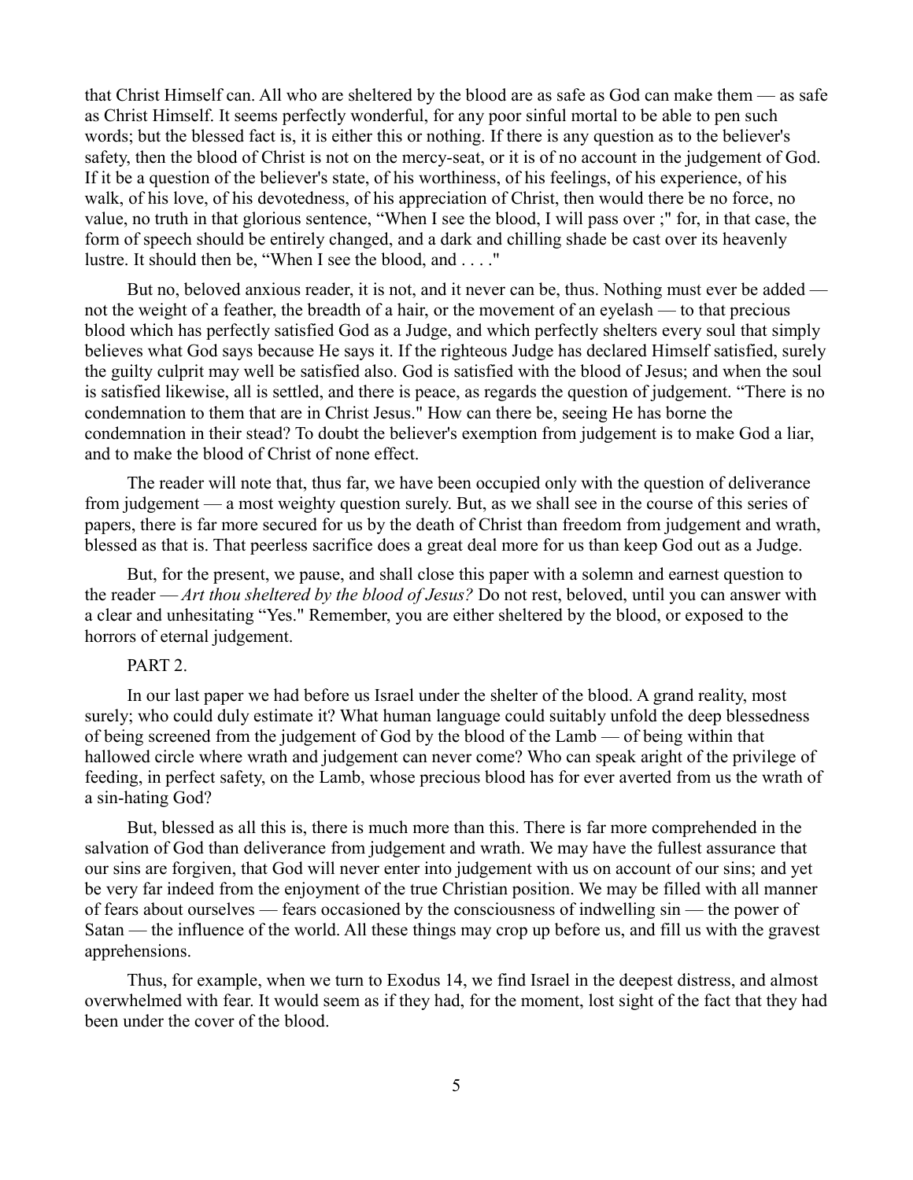that Christ Himself can. All who are sheltered by the blood are as safe as God can make them — as safe as Christ Himself. It seems perfectly wonderful, for any poor sinful mortal to be able to pen such words; but the blessed fact is, it is either this or nothing. If there is any question as to the believer's safety, then the blood of Christ is not on the mercy-seat, or it is of no account in the judgement of God. If it be a question of the believer's state, of his worthiness, of his feelings, of his experience, of his walk, of his love, of his devotedness, of his appreciation of Christ, then would there be no force, no value, no truth in that glorious sentence, "When I see the blood, I will pass over ;" for, in that case, the form of speech should be entirely changed, and a dark and chilling shade be cast over its heavenly lustre. It should then be, "When I see the blood, and . . . ."

But no, beloved anxious reader, it is not, and it never can be, thus. Nothing must ever be added — not the weight of a feather, the breadth of a hair, or the movement of an eyelash — to that precious blood which has perfectly satisfied God as a Judge, and which perfectly shelters every soul that simply believes what God says because He says it. If the righteous Judge has declared Himself satisfied, surely the guilty culprit may well be satisfied also. God is satisfied with the blood of Jesus; and when the soul is satisfied likewise, all is settled, and there is peace, as regards the question of judgement. "There is no condemnation to them that are in Christ Jesus." How can there be, seeing He has borne the condemnation in their stead? To doubt the believer's exemption from judgement is to make God a liar, and to make the blood of Christ of none effect.

The reader will note that, thus far, we have been occupied only with the question of deliverance from judgement — a most weighty question surely. But, as we shall see in the course of this series of papers, there is far more secured for us by the death of Christ than freedom from judgement and wrath, blessed as that is. That peerless sacrifice does a great deal more for us than keep God out as a Judge.

But, for the present, we pause, and shall close this paper with a solemn and earnest question to the reader — *Art thou sheltered by the blood of Jesus?* Do not rest, beloved, until you can answer with a clear and unhesitating "Yes." Remember, you are either sheltered by the blood, or exposed to the horrors of eternal judgement.

PART 2.

In our last paper we had before us Israel under the shelter of the blood. A grand reality, most surely; who could duly estimate it? What human language could suitably unfold the deep blessedness of being screened from the judgement of God by the blood of the Lamb — of being within that hallowed circle where wrath and judgement can never come? Who can speak aright of the privilege of feeding, in perfect safety, on the Lamb, whose precious blood has for ever averted from us the wrath of a sin-hating God?

But, blessed as all this is, there is much more than this. There is far more comprehended in the salvation of God than deliverance from judgement and wrath. We may have the fullest assurance that our sins are forgiven, that God will never enter into judgement with us on account of our sins; and yet be very far indeed from the enjoyment of the true Christian position. We may be filled with all manner of fears about ourselves — fears occasioned by the consciousness of indwelling sin — the power of Satan — the influence of the world. All these things may crop up before us, and fill us with the gravest apprehensions.

Thus, for example, when we turn to Exodus 14, we find Israel in the deepest distress, and almost overwhelmed with fear. It would seem as if they had, for the moment, lost sight of the fact that they had been under the cover of the blood.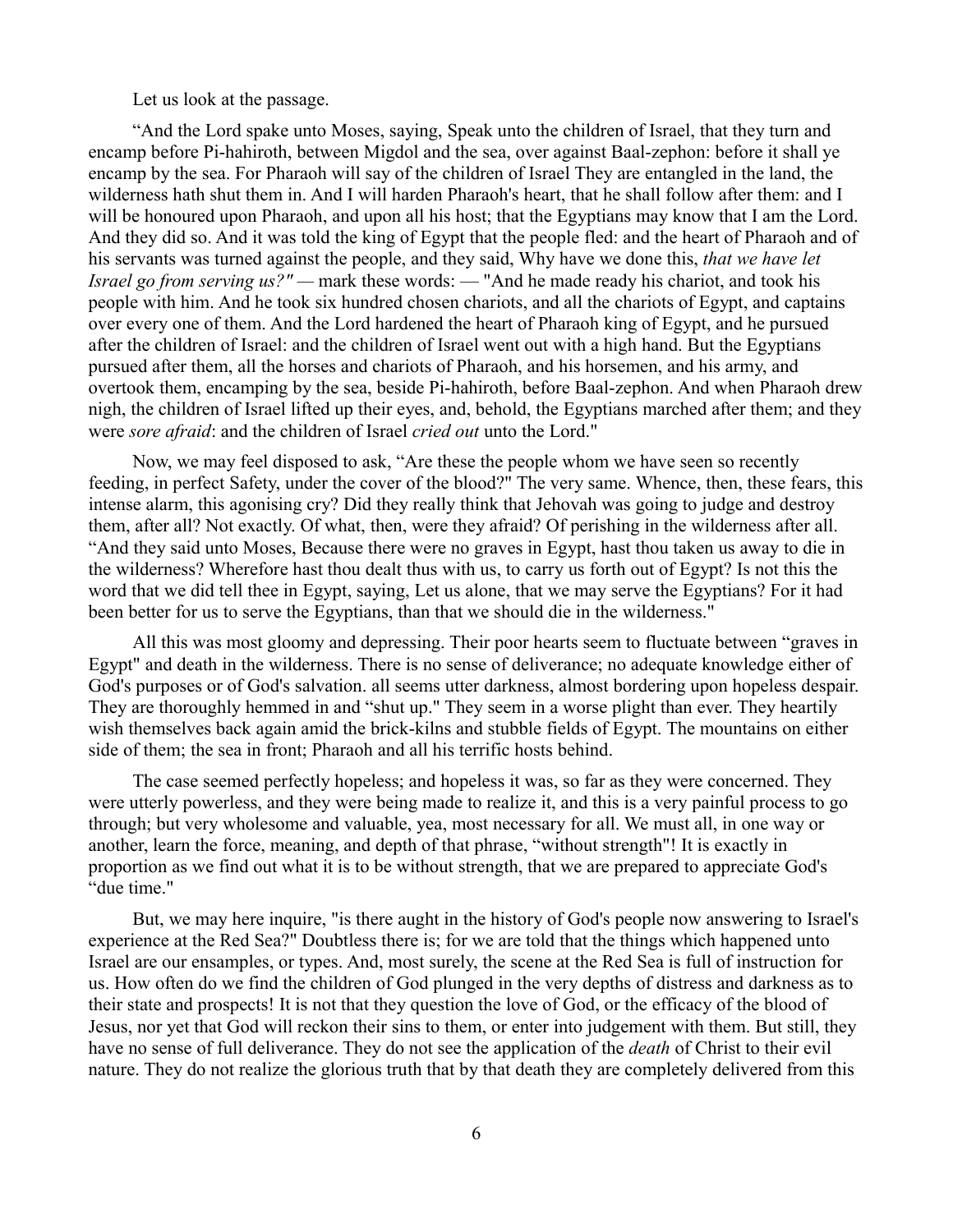Let us look at the passage.

"And the Lord spake unto Moses, saying, Speak unto the children of Israel, that they turn and encamp before Pi-hahiroth, between Migdol and the sea, over against Baal-zephon: before it shall ye encamp by the sea. For Pharaoh will say of the children of Israel They are entangled in the land, the wilderness hath shut them in. And I will harden Pharaoh's heart, that he shall follow after them: and I will be honoured upon Pharaoh, and upon all his host; that the Egyptians may know that I am the Lord. And they did so. And it was told the king of Egypt that the people fled: and the heart of Pharaoh and of his servants was turned against the people, and they said, Why have we done this, *that we have let Israel go from serving us?"* — mark these words: — "And he made ready his chariot, and took his people with him. And he took six hundred chosen chariots, and all the chariots of Egypt, and captains over every one of them. And the Lord hardened the heart of Pharaoh king of Egypt, and he pursued after the children of Israel: and the children of Israel went out with a high hand. But the Egyptians pursued after them, all the horses and chariots of Pharaoh, and his horsemen, and his army, and overtook them, encamping by the sea, beside Pi-hahiroth, before Baal-zephon. And when Pharaoh drew nigh, the children of Israel lifted up their eyes, and, behold, the Egyptians marched after them; and they were *sore afraid*: and the children of Israel *cried out* unto the Lord."

Now, we may feel disposed to ask, "Are these the people whom we have seen so recently feeding, in perfect Safety, under the cover of the blood?" The very same. Whence, then, these fears, this intense alarm, this agonising cry? Did they really think that Jehovah was going to judge and destroy them, after all? Not exactly. Of what, then, were they afraid? Of perishing in the wilderness after all. "And they said unto Moses, Because there were no graves in Egypt, hast thou taken us away to die in the wilderness? Wherefore hast thou dealt thus with us, to carry us forth out of Egypt? Is not this the word that we did tell thee in Egypt, saying, Let us alone, that we may serve the Egyptians? For it had been better for us to serve the Egyptians, than that we should die in the wilderness."

All this was most gloomy and depressing. Their poor hearts seem to fluctuate between "graves in Egypt" and death in the wilderness. There is no sense of deliverance; no adequate knowledge either of God's purposes or of God's salvation. all seems utter darkness, almost bordering upon hopeless despair. They are thoroughly hemmed in and "shut up." They seem in a worse plight than ever. They heartily wish themselves back again amid the brick-kilns and stubble fields of Egypt. The mountains on either side of them; the sea in front; Pharaoh and all his terrific hosts behind.

The case seemed perfectly hopeless; and hopeless it was, so far as they were concerned. They were utterly powerless, and they were being made to realize it, and this is a very painful process to go through; but very wholesome and valuable, yea, most necessary for all. We must all, in one way or another, learn the force, meaning, and depth of that phrase, "without strength"! It is exactly in proportion as we find out what it is to be without strength, that we are prepared to appreciate God's "due time."

But, we may here inquire, "is there aught in the history of God's people now answering to Israel's experience at the Red Sea?" Doubtless there is; for we are told that the things which happened unto Israel are our ensamples, or types. And, most surely, the scene at the Red Sea is full of instruction for us. How often do we find the children of God plunged in the very depths of distress and darkness as to their state and prospects! It is not that they question the love of God, or the efficacy of the blood of Jesus, nor yet that God will reckon their sins to them, or enter into judgement with them. But still, they have no sense of full deliverance. They do not see the application of the *death* of Christ to their evil nature. They do not realize the glorious truth that by that death they are completely delivered from this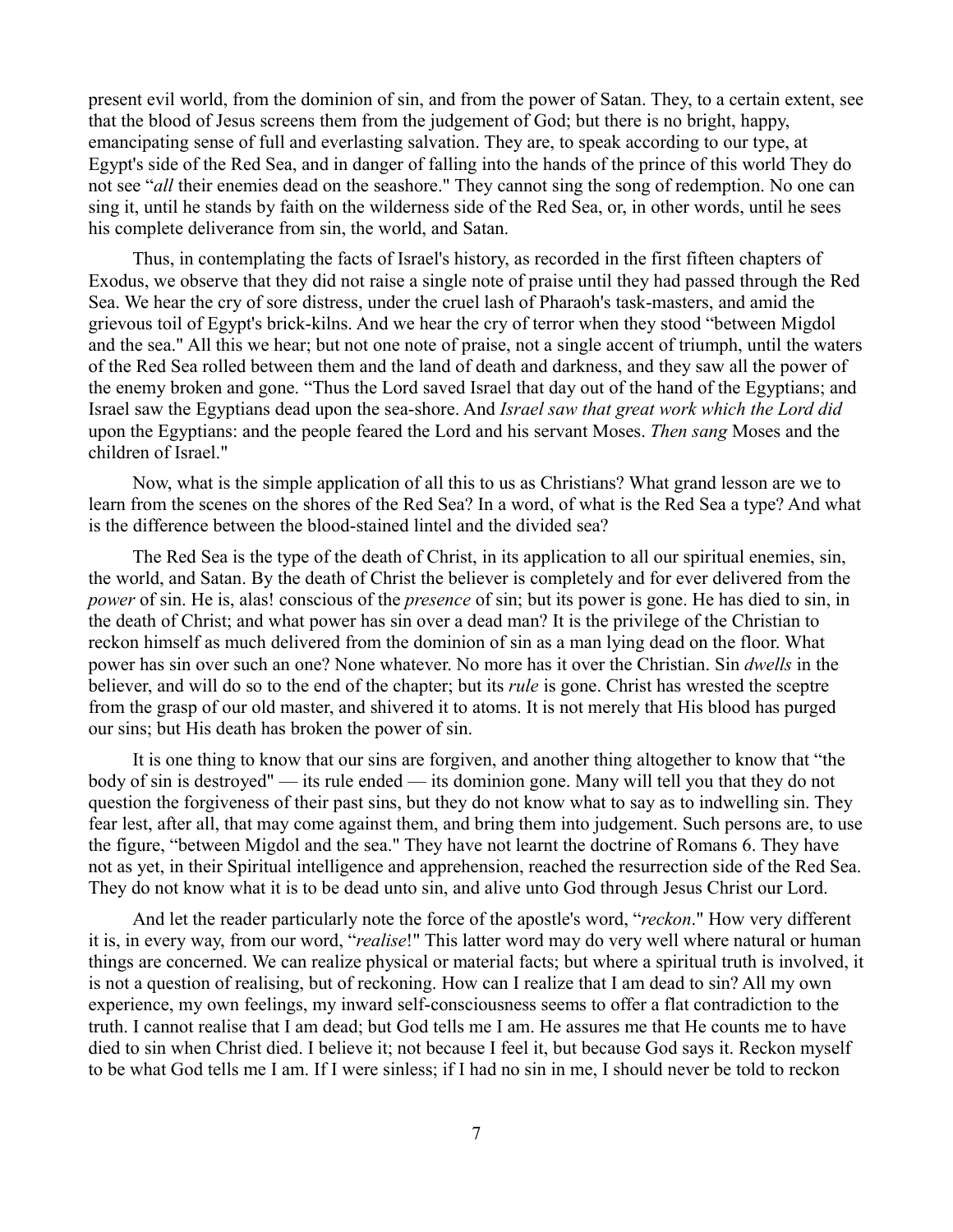present evil world, from the dominion of sin, and from the power of Satan. They, to a certain extent, see that the blood of Jesus screens them from the judgement of God; but there is no bright, happy, emancipating sense of full and everlasting salvation. They are, to speak according to our type, at Egypt's side of the Red Sea, and in danger of falling into the hands of the prince of this world They do not see "*all* their enemies dead on the seashore." They cannot sing the song of redemption. No one can sing it, until he stands by faith on the wilderness side of the Red Sea, or, in other words, until he sees his complete deliverance from sin, the world, and Satan.

Thus, in contemplating the facts of Israel's history, as recorded in the first fifteen chapters of Exodus, we observe that they did not raise a single note of praise until they had passed through the Red Sea. We hear the cry of sore distress, under the cruel lash of Pharaoh's task-masters, and amid the grievous toil of Egypt's brick-kilns. And we hear the cry of terror when they stood "between Migdol and the sea." All this we hear; but not one note of praise, not a single accent of triumph, until the waters of the Red Sea rolled between them and the land of death and darkness, and they saw all the power of the enemy broken and gone. "Thus the Lord saved Israel that day out of the hand of the Egyptians; and Israel saw the Egyptians dead upon the sea-shore. And *Israel saw that great work which the Lord did* upon the Egyptians: and the people feared the Lord and his servant Moses. *Then sang* Moses and the children of Israel."

Now, what is the simple application of all this to us as Christians? What grand lesson are we to learn from the scenes on the shores of the Red Sea? In a word, of what is the Red Sea a type? And what is the difference between the blood-stained lintel and the divided sea?

The Red Sea is the type of the death of Christ, in its application to all our spiritual enemies, sin, the world, and Satan. By the death of Christ the believer is completely and for ever delivered from the *power* of sin. He is, alas! conscious of the *presence* of sin; but its power is gone. He has died to sin, in the death of Christ; and what power has sin over a dead man? It is the privilege of the Christian to reckon himself as much delivered from the dominion of sin as a man lying dead on the floor. What power has sin over such an one? None whatever. No more has it over the Christian. Sin *dwells* in the believer, and will do so to the end of the chapter; but its *rule* is gone. Christ has wrested the sceptre from the grasp of our old master, and shivered it to atoms. It is not merely that His blood has purged our sins; but His death has broken the power of sin.

It is one thing to know that our sins are forgiven, and another thing altogether to know that "the body of sin is destroyed" — its rule ended — its dominion gone. Many will tell you that they do not question the forgiveness of their past sins, but they do not know what to say as to indwelling sin. They fear lest, after all, that may come against them, and bring them into judgement. Such persons are, to use the figure, "between Migdol and the sea." They have not learnt the doctrine of Romans 6. They have not as yet, in their Spiritual intelligence and apprehension, reached the resurrection side of the Red Sea. They do not know what it is to be dead unto sin, and alive unto God through Jesus Christ our Lord.

And let the reader particularly note the force of the apostle's word, "*reckon*." How very different it is, in every way, from our word, "*realise*!" This latter word may do very well where natural or human things are concerned. We can realize physical or material facts; but where a spiritual truth is involved, it is not a question of realising, but of reckoning. How can I realize that I am dead to sin? All my own experience, my own feelings, my inward self-consciousness seems to offer a flat contradiction to the truth. I cannot realise that I am dead; but God tells me I am. He assures me that He counts me to have died to sin when Christ died. I believe it; not because I feel it, but because God says it. Reckon myself to be what God tells me I am. If I were sinless; if I had no sin in me, I should never be told to reckon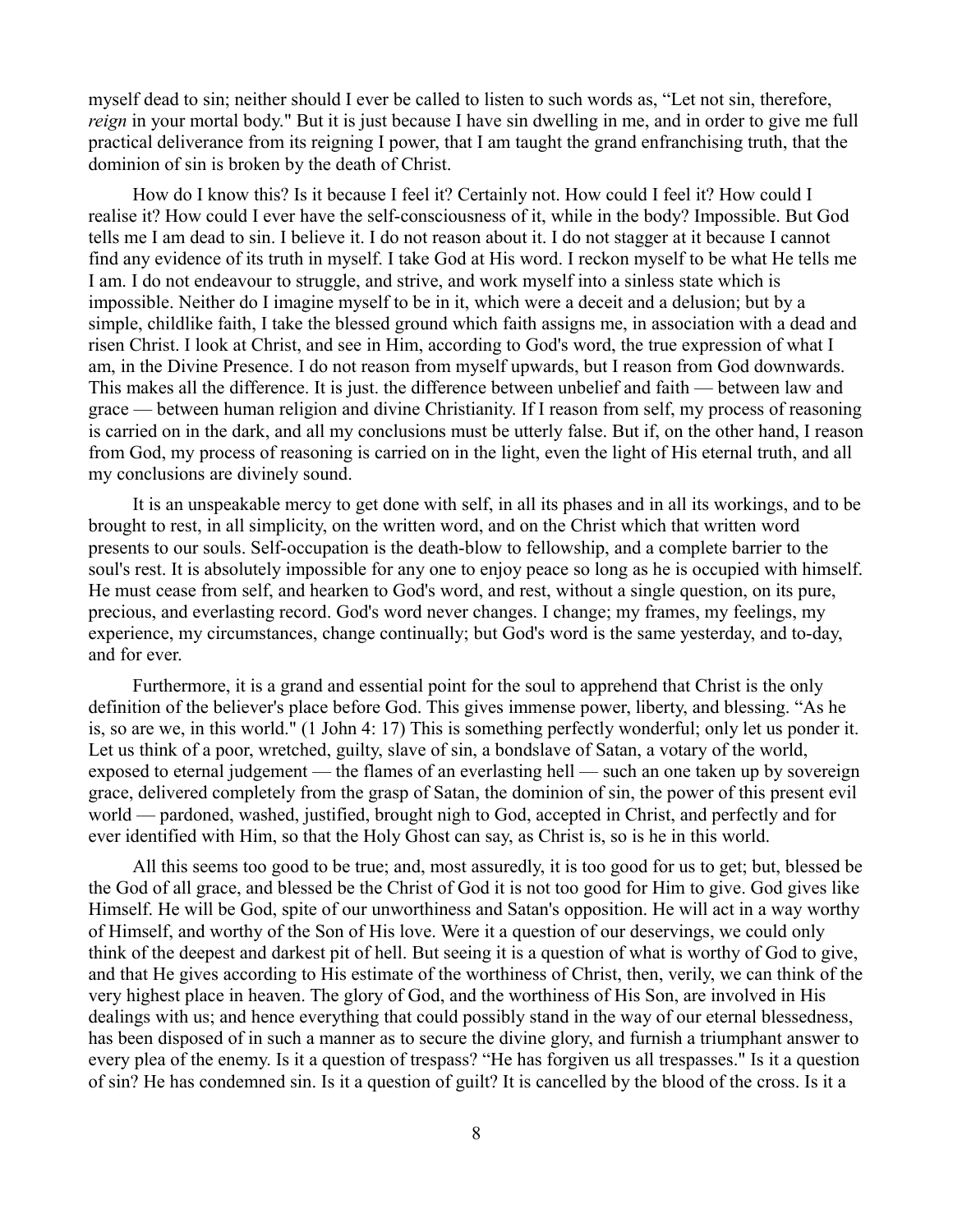myself dead to sin; neither should I ever be called to listen to such words as, "Let not sin, therefore, *reign* in your mortal body." But it is just because I have sin dwelling in me, and in order to give me full practical deliverance from its reigning I power, that I am taught the grand enfranchising truth, that the dominion of sin is broken by the death of Christ.

How do I know this? Is it because I feel it? Certainly not. How could I feel it? How could I realise it? How could I ever have the self-consciousness of it, while in the body? Impossible. But God tells me I am dead to sin. I believe it. I do not reason about it. I do not stagger at it because I cannot find any evidence of its truth in myself. I take God at His word. I reckon myself to be what He tells me I am. I do not endeavour to struggle, and strive, and work myself into a sinless state which is impossible. Neither do I imagine myself to be in it, which were a deceit and a delusion; but by a simple, childlike faith, I take the blessed ground which faith assigns me, in association with a dead and risen Christ. I look at Christ, and see in Him, according to God's word, the true expression of what I am, in the Divine Presence. I do not reason from myself upwards, but I reason from God downwards. This makes all the difference. It is just. the difference between unbelief and faith — between law and grace — between human religion and divine Christianity. If I reason from self, my process of reasoning is carried on in the dark, and all my conclusions must be utterly false. But if, on the other hand, I reason from God, my process of reasoning is carried on in the light, even the light of His eternal truth, and all my conclusions are divinely sound.

It is an unspeakable mercy to get done with self, in all its phases and in all its workings, and to be brought to rest, in all simplicity, on the written word, and on the Christ which that written word presents to our souls. Self-occupation is the death-blow to fellowship, and a complete barrier to the soul's rest. It is absolutely impossible for any one to enjoy peace so long as he is occupied with himself. He must cease from self, and hearken to God's word, and rest, without a single question, on its pure, precious, and everlasting record. God's word never changes. I change; my frames, my feelings, my experience, my circumstances, change continually; but God's word is the same yesterday, and to-day, and for ever.

Furthermore, it is a grand and essential point for the soul to apprehend that Christ is the only definition of the believer's place before God. This gives immense power, liberty, and blessing. "As he is, so are we, in this world." (1 John 4: 17) This is something perfectly wonderful; only let us ponder it. Let us think of a poor, wretched, guilty, slave of sin, a bondslave of Satan, a votary of the world, exposed to eternal judgement — the flames of an everlasting hell — such an one taken up by sovereign grace, delivered completely from the grasp of Satan, the dominion of sin, the power of this present evil world — pardoned, washed, justified, brought nigh to God, accepted in Christ, and perfectly and for ever identified with Him, so that the Holy Ghost can say, as Christ is, so is he in this world.

All this seems too good to be true; and, most assuredly, it is too good for us to get; but, blessed be the God of all grace, and blessed be the Christ of God it is not too good for Him to give. God gives like Himself. He will be God, spite of our unworthiness and Satan's opposition. He will act in a way worthy of Himself, and worthy of the Son of His love. Were it a question of our deservings, we could only think of the deepest and darkest pit of hell. But seeing it is a question of what is worthy of God to give, and that He gives according to His estimate of the worthiness of Christ, then, verily, we can think of the very highest place in heaven. The glory of God, and the worthiness of His Son, are involved in His dealings with us; and hence everything that could possibly stand in the way of our eternal blessedness, has been disposed of in such a manner as to secure the divine glory, and furnish a triumphant answer to every plea of the enemy. Is it a question of trespass? "He has forgiven us all trespasses." Is it a question of sin? He has condemned sin. Is it a question of guilt? It is cancelled by the blood of the cross. Is it a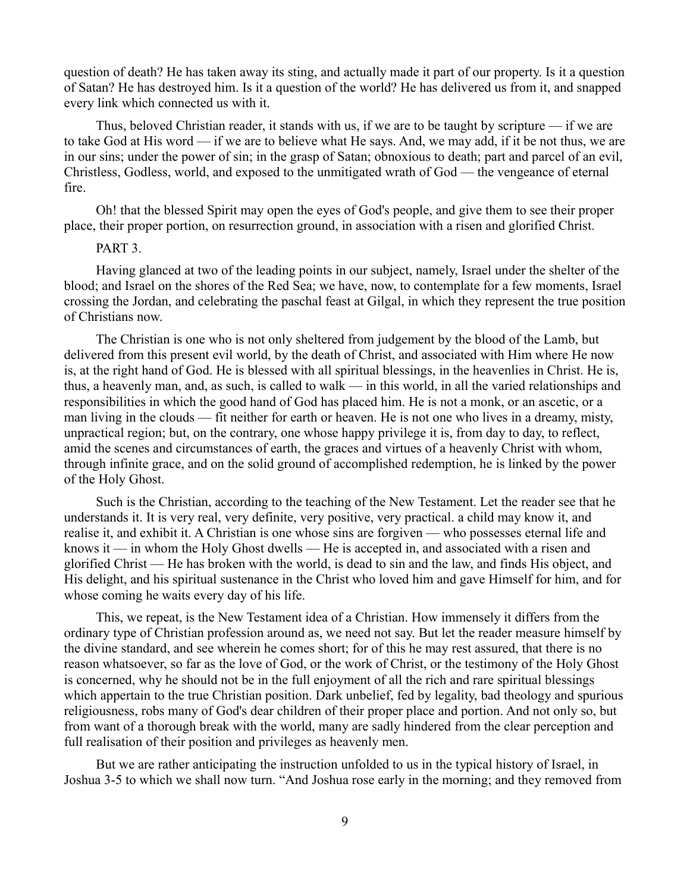question of death? He has taken away its sting, and actually made it part of our property. Is it a question of Satan? He has destroyed him. Is it a question of the world? He has delivered us from it, and snapped every link which connected us with it.

Thus, beloved Christian reader, it stands with us, if we are to be taught by scripture — if we are to take God at His word — if we are to believe what He says. And, we may add, if it be not thus, we are in our sins; under the power of sin; in the grasp of Satan; obnoxious to death; part and parcel of an evil, Christless, Godless, world, and exposed to the unmitigated wrath of God — the vengeance of eternal fire.

Oh! that the blessed Spirit may open the eyes of God's people, and give them to see their proper place, their proper portion, on resurrection ground, in association with a risen and glorified Christ.

PART 3.

Having glanced at two of the leading points in our subject, namely, Israel under the shelter of the blood; and Israel on the shores of the Red Sea; we have, now, to contemplate for a few moments, Israel crossing the Jordan, and celebrating the paschal feast at Gilgal, in which they represent the true position of Christians now.

The Christian is one who is not only sheltered from judgement by the blood of the Lamb, but delivered from this present evil world, by the death of Christ, and associated with Him where He now is, at the right hand of God. He is blessed with all spiritual blessings, in the heavenlies in Christ. He is, thus, a heavenly man, and, as such, is called to walk — in this world, in all the varied relationships and responsibilities in which the good hand of God has placed him. He is not a monk, or an ascetic, or a man living in the clouds — fit neither for earth or heaven. He is not one who lives in a dreamy, misty, unpractical region; but, on the contrary, one whose happy privilege it is, from day to day, to reflect, amid the scenes and circumstances of earth, the graces and virtues of a heavenly Christ with whom, through infinite grace, and on the solid ground of accomplished redemption, he is linked by the power of the Holy Ghost.

Such is the Christian, according to the teaching of the New Testament. Let the reader see that he understands it. It is very real, very definite, very positive, very practical. a child may know it, and realise it, and exhibit it. A Christian is one whose sins are forgiven — who possesses eternal life and knows it — in whom the Holy Ghost dwells — He is accepted in, and associated with a risen and glorified Christ — He has broken with the world, is dead to sin and the law, and finds His object, and His delight, and his spiritual sustenance in the Christ who loved him and gave Himself for him, and for whose coming he waits every day of his life.

This, we repeat, is the New Testament idea of a Christian. How immensely it differs from the ordinary type of Christian profession around as, we need not say. But let the reader measure himself by the divine standard, and see wherein he comes short; for of this he may rest assured, that there is no reason whatsoever, so far as the love of God, or the work of Christ, or the testimony of the Holy Ghost is concerned, why he should not be in the full enjoyment of all the rich and rare spiritual blessings which appertain to the true Christian position. Dark unbelief, fed by legality, bad theology and spurious religiousness, robs many of God's dear children of their proper place and portion. And not only so, but from want of a thorough break with the world, many are sadly hindered from the clear perception and full realisation of their position and privileges as heavenly men.

But we are rather anticipating the instruction unfolded to us in the typical history of Israel, in Joshua 3-5 to which we shall now turn. "And Joshua rose early in the morning; and they removed from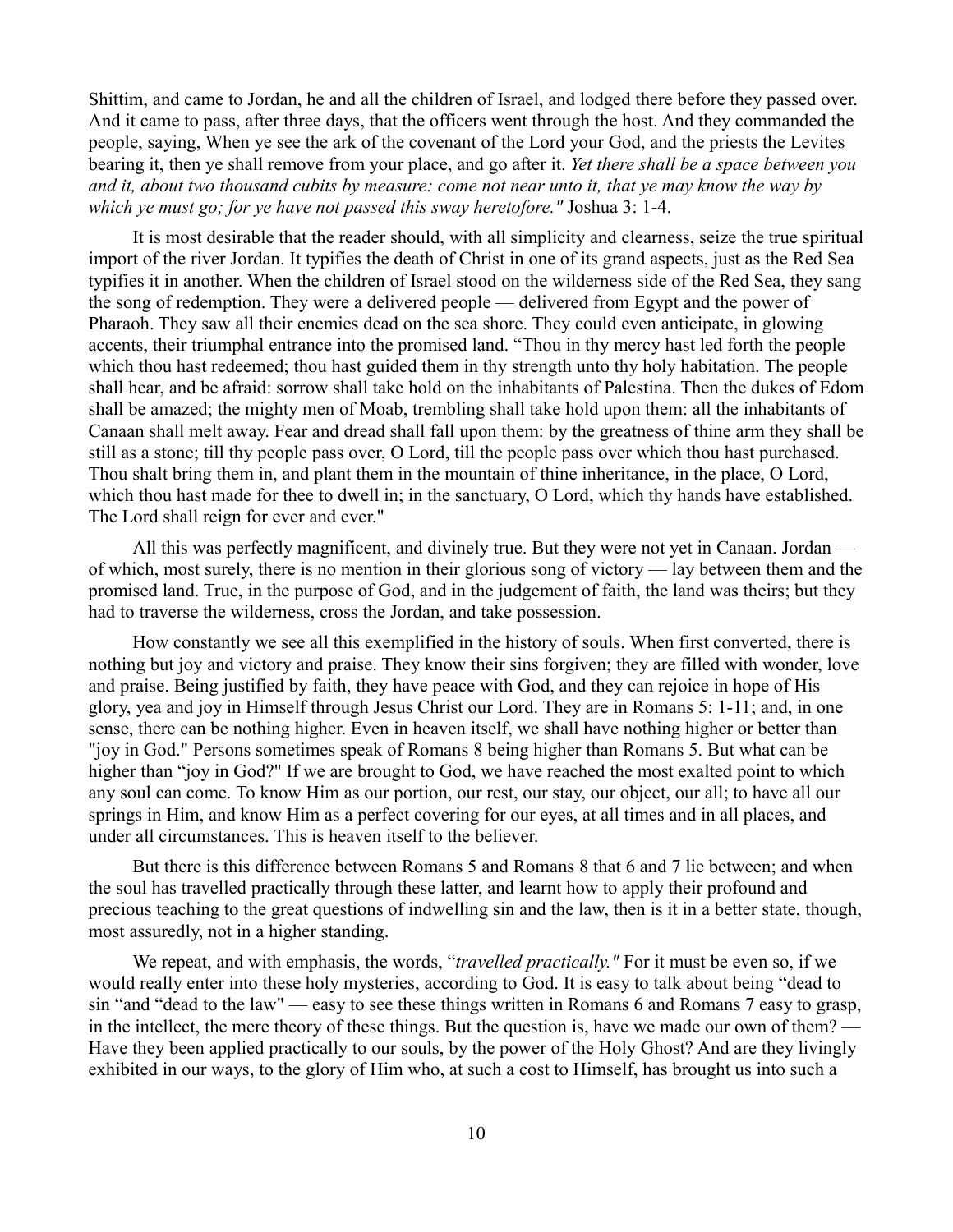Shittim, and came to Jordan, he and all the children of Israel, and lodged there before they passed over. And it came to pass, after three days, that the officers went through the host. And they commanded the people, saying, When ye see the ark of the covenant of the Lord your God, and the priests the Levites bearing it, then ye shall remove from your place, and go after it. *Yet there shall be a space between you and it, about two thousand cubits by measure: come not near unto it, that ye may know the way by which ye must go; for ye have not passed this sway heretofore."* Joshua 3: 1-4.

It is most desirable that the reader should, with all simplicity and clearness, seize the true spiritual import of the river Jordan. It typifies the death of Christ in one of its grand aspects, just as the Red Sea typifies it in another. When the children of Israel stood on the wilderness side of the Red Sea, they sang the song of redemption. They were a delivered people — delivered from Egypt and the power of Pharaoh. They saw all their enemies dead on the sea shore. They could even anticipate, in glowing accents, their triumphal entrance into the promised land. "Thou in thy mercy hast led forth the people which thou hast redeemed; thou hast guided them in thy strength unto thy holy habitation. The people shall hear, and be afraid: sorrow shall take hold on the inhabitants of Palestina. Then the dukes of Edom shall be amazed; the mighty men of Moab, trembling shall take hold upon them: all the inhabitants of Canaan shall melt away. Fear and dread shall fall upon them: by the greatness of thine arm they shall be still as a stone; till thy people pass over, O Lord, till the people pass over which thou hast purchased. Thou shalt bring them in, and plant them in the mountain of thine inheritance, in the place, O Lord, which thou hast made for thee to dwell in; in the sanctuary, O Lord, which thy hands have established. The Lord shall reign for ever and ever."

All this was perfectly magnificent, and divinely true. But they were not yet in Canaan. Jordan — of which, most surely, there is no mention in their glorious song of victory — lay between them and the promised land. True, in the purpose of God, and in the judgement of faith, the land was theirs; but they had to traverse the wilderness, cross the Jordan, and take possession.

How constantly we see all this exemplified in the history of souls. When first converted, there is nothing but joy and victory and praise. They know their sins forgiven; they are filled with wonder, love and praise. Being justified by faith, they have peace with God, and they can rejoice in hope of His glory, yea and joy in Himself through Jesus Christ our Lord. They are in Romans 5: 1-11; and, in one sense, there can be nothing higher. Even in heaven itself, we shall have nothing higher or better than "joy in God." Persons sometimes speak of Romans 8 being higher than Romans 5. But what can be higher than "joy in God?" If we are brought to God, we have reached the most exalted point to which any soul can come. To know Him as our portion, our rest, our stay, our object, our all; to have all our springs in Him, and know Him as a perfect covering for our eyes, at all times and in all places, and under all circumstances. This is heaven itself to the believer.

But there is this difference between Romans 5 and Romans 8 that 6 and 7 lie between; and when the soul has travelled practically through these latter, and learnt how to apply their profound and precious teaching to the great questions of indwelling sin and the law, then is it in a better state, though, most assuredly, not in a higher standing.

We repeat, and with emphasis, the words, "*travelled practically."* For it must be even so, if we would really enter into these holy mysteries, according to God. It is easy to talk about being "dead to sin "and "dead to the law" — easy to see these things written in Romans 6 and Romans 7 easy to grasp, in the intellect, the mere theory of these things. But the question is, have we made our own of them? — Have they been applied practically to our souls, by the power of the Holy Ghost? And are they livingly exhibited in our ways, to the glory of Him who, at such a cost to Himself, has brought us into such a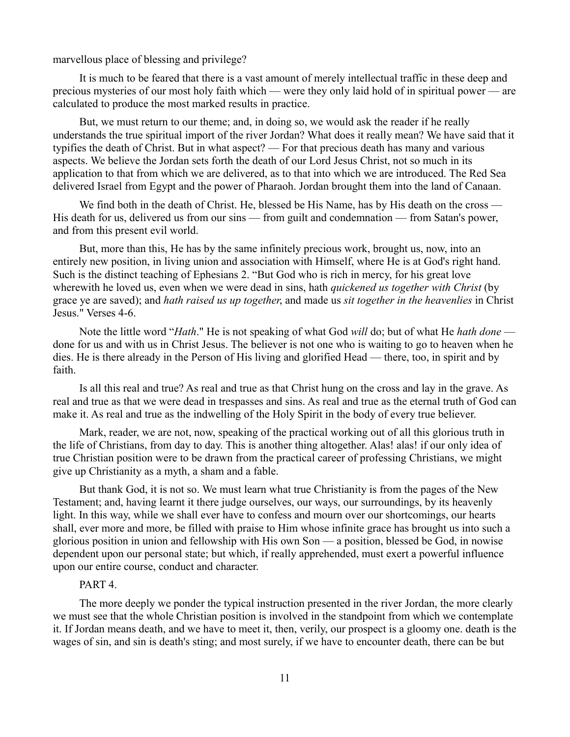marvellous place of blessing and privilege?

It is much to be feared that there is a vast amount of merely intellectual traffic in these deep and precious mysteries of our most holy faith which — were they only laid hold of in spiritual power — are calculated to produce the most marked results in practice.

But, we must return to our theme; and, in doing so, we would ask the reader if he really understands the true spiritual import of the river Jordan? What does it really mean? We have said that it typifies the death of Christ. But in what aspect? — For that precious death has many and various aspects. We believe the Jordan sets forth the death of our Lord Jesus Christ, not so much in its application to that from which we are delivered, as to that into which we are introduced. The Red Sea delivered Israel from Egypt and the power of Pharaoh. Jordan brought them into the land of Canaan.

We find both in the death of Christ. He, blessed be His Name, has by His death on the cross — His death for us, delivered us from our sins — from guilt and condemnation — from Satan's power, and from this present evil world.

But, more than this, He has by the same infinitely precious work, brought us, now, into an entirely new position, in living union and association with Himself, where He is at God's right hand. Such is the distinct teaching of Ephesians 2. "But God who is rich in mercy, for his great love wherewith he loved us, even when we were dead in sins, hath *quickened us together with Christ* (by grace ye are saved); and *hath raised us up together*, and made us *sit together in the heavenlies* in Christ Jesus." Verses 4-6.

Note the little word "*Hath*." He is not speaking of what God *will* do; but of what He *hath done* — done for us and with us in Christ Jesus. The believer is not one who is waiting to go to heaven when he dies. He is there already in the Person of His living and glorified Head — there, too, in spirit and by faith.

Is all this real and true? As real and true as that Christ hung on the cross and lay in the grave. As real and true as that we were dead in trespasses and sins. As real and true as the eternal truth of God can make it. As real and true as the indwelling of the Holy Spirit in the body of every true believer.

Mark, reader, we are not, now, speaking of the practical working out of all this glorious truth in the life of Christians, from day to day. This is another thing altogether. Alas! alas! if our only idea of true Christian position were to be drawn from the practical career of professing Christians, we might give up Christianity as a myth, a sham and a fable.

But thank God, it is not so. We must learn what true Christianity is from the pages of the New Testament; and, having learnt it there judge ourselves, our ways, our surroundings, by its heavenly light. In this way, while we shall ever have to confess and mourn over our shortcomings, our hearts shall, ever more and more, be filled with praise to Him whose infinite grace has brought us into such a glorious position in union and fellowship with His own Son — a position, blessed be God, in nowise dependent upon our personal state; but which, if really apprehended, must exert a powerful influence upon our entire course, conduct and character.

PART 4.

The more deeply we ponder the typical instruction presented in the river Jordan, the more clearly we must see that the whole Christian position is involved in the standpoint from which we contemplate it. If Jordan means death, and we have to meet it, then, verily, our prospect is a gloomy one. death is the wages of sin, and sin is death's sting; and most surely, if we have to encounter death, there can be but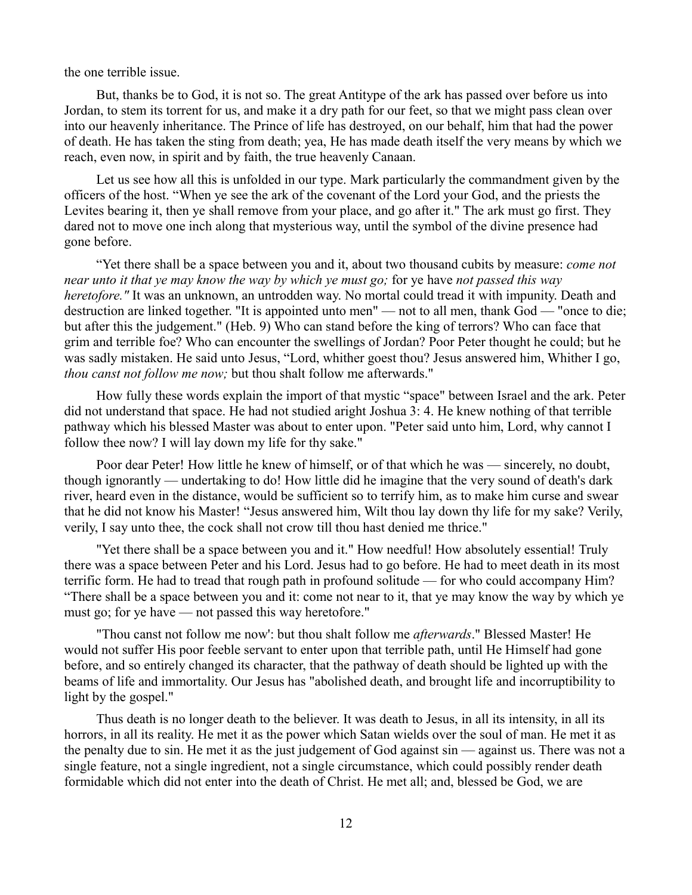the one terrible issue.

But, thanks be to God, it is not so. The great Antitype of the ark has passed over before us into Jordan, to stem its torrent for us, and make it a dry path for our feet, so that we might pass clean over into our heavenly inheritance. The Prince of life has destroyed, on our behalf, him that had the power of death. He has taken the sting from death; yea, He has made death itself the very means by which we reach, even now, in spirit and by faith, the true heavenly Canaan.

Let us see how all this is unfolded in our type. Mark particularly the commandment given by the officers of the host. "When ye see the ark of the covenant of the Lord your God, and the priests the Levites bearing it, then ye shall remove from your place, and go after it." The ark must go first. They dared not to move one inch along that mysterious way, until the symbol of the divine presence had gone before.

"Yet there shall be a space between you and it, about two thousand cubits by measure: *come not near unto it that ye may know the way by which ye must go;* for ye have *not passed this way heretofore."* It was an unknown, an untrodden way. No mortal could tread it with impunity. Death and destruction are linked together. "It is appointed unto men" — not to all men, thank God — "once to die; but after this the judgement." (Heb. 9) Who can stand before the king of terrors? Who can face that grim and terrible foe? Who can encounter the swellings of Jordan? Poor Peter thought he could; but he was sadly mistaken. He said unto Jesus, "Lord, whither goest thou? Jesus answered him, Whither I go, *thou canst not follow me now;* but thou shalt follow me afterwards."

How fully these words explain the import of that mystic "space" between Israel and the ark. Peter did not understand that space. He had not studied aright Joshua 3: 4. He knew nothing of that terrible pathway which his blessed Master was about to enter upon. "Peter said unto him, Lord, why cannot I follow thee now? I will lay down my life for thy sake."

Poor dear Peter! How little he knew of himself, or of that which he was — sincerely, no doubt, though ignorantly — undertaking to do! How little did he imagine that the very sound of death's dark river, heard even in the distance, would be sufficient so to terrify him, as to make him curse and swear that he did not know his Master! "Jesus answered him, Wilt thou lay down thy life for my sake? Verily, verily, I say unto thee, the cock shall not crow till thou hast denied me thrice."

"Yet there shall be a space between you and it." How needful! How absolutely essential! Truly there was a space between Peter and his Lord. Jesus had to go before. He had to meet death in its most terrific form. He had to tread that rough path in profound solitude — for who could accompany Him? "There shall be a space between you and it: come not near to it, that ye may know the way by which ye must go; for ye have — not passed this way heretofore."

"Thou canst not follow me now': but thou shalt follow me *afterwards*." Blessed Master! He would not suffer His poor feeble servant to enter upon that terrible path, until He Himself had gone before, and so entirely changed its character, that the pathway of death should be lighted up with the beams of life and immortality. Our Jesus has "abolished death, and brought life and incorruptibility to light by the gospel."

Thus death is no longer death to the believer. It was death to Jesus, in all its intensity, in all its horrors, in all its reality. He met it as the power which Satan wields over the soul of man. He met it as the penalty due to sin. He met it as the just judgement of God against sin — against us. There was not a single feature, not a single ingredient, not a single circumstance, which could possibly render death formidable which did not enter into the death of Christ. He met all; and, blessed be God, we are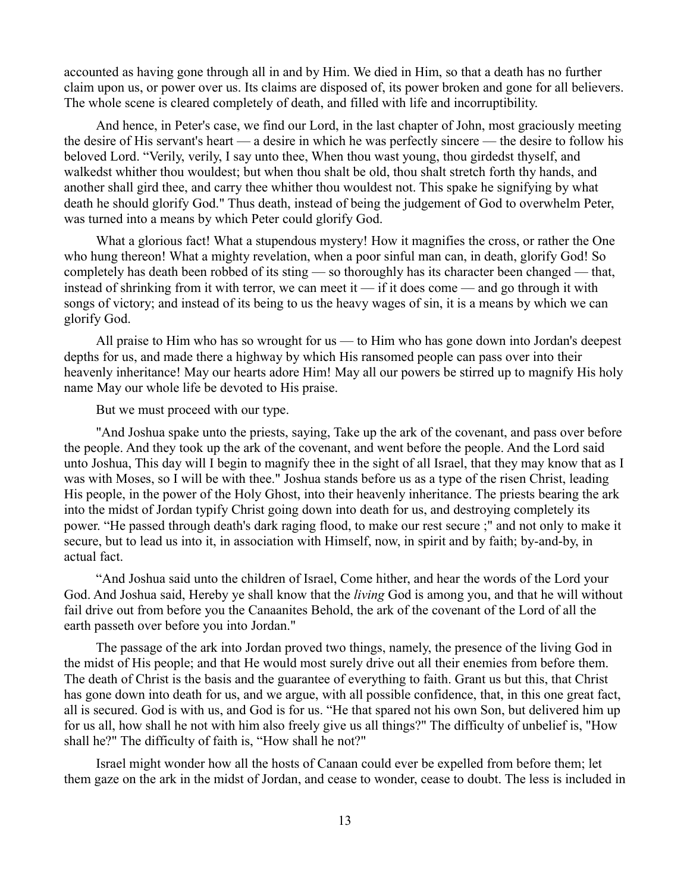accounted as having gone through all in and by Him. We died in Him, so that a death has no further claim upon us, or power over us. Its claims are disposed of, its power broken and gone for all believers. The whole scene is cleared completely of death, and filled with life and incorruptibility.

And hence, in Peter's case, we find our Lord, in the last chapter of John, most graciously meeting the desire of His servant's heart — a desire in which he was perfectly sincere — the desire to follow his beloved Lord. "Verily, verily, I say unto thee, When thou wast young, thou girdedst thyself, and walkedst whither thou wouldest; but when thou shalt be old, thou shalt stretch forth thy hands, and another shall gird thee, and carry thee whither thou wouldest not. This spake he signifying by what death he should glorify God." Thus death, instead of being the judgement of God to overwhelm Peter, was turned into a means by which Peter could glorify God.

What a glorious fact! What a stupendous mystery! How it magnifies the cross, or rather the One who hung thereon! What a mighty revelation, when a poor sinful man can, in death, glorify God! So completely has death been robbed of its sting — so thoroughly has its character been changed — that, instead of shrinking from it with terror, we can meet it — if it does come — and go through it with songs of victory; and instead of its being to us the heavy wages of sin, it is a means by which we can glorify God.

All praise to Him who has so wrought for us — to Him who has gone down into Jordan's deepest depths for us, and made there a highway by which His ransomed people can pass over into their heavenly inheritance! May our hearts adore Him! May all our powers be stirred up to magnify His holy name May our whole life be devoted to His praise.

But we must proceed with our type.

"And Joshua spake unto the priests, saying, Take up the ark of the covenant, and pass over before the people. And they took up the ark of the covenant, and went before the people. And the Lord said unto Joshua, This day will I begin to magnify thee in the sight of all Israel, that they may know that as I was with Moses, so I will be with thee." Joshua stands before us as a type of the risen Christ, leading His people, in the power of the Holy Ghost, into their heavenly inheritance. The priests bearing the ark into the midst of Jordan typify Christ going down into death for us, and destroying completely its power. "He passed through death's dark raging flood, to make our rest secure ;" and not only to make it secure, but to lead us into it, in association with Himself, now, in spirit and by faith; by-and-by, in actual fact.

"And Joshua said unto the children of Israel, Come hither, and hear the words of the Lord your God. And Joshua said, Hereby ye shall know that the *living* God is among you, and that he will without fail drive out from before you the Canaanites Behold, the ark of the covenant of the Lord of all the earth passeth over before you into Jordan."

The passage of the ark into Jordan proved two things, namely, the presence of the living God in the midst of His people; and that He would most surely drive out all their enemies from before them. The death of Christ is the basis and the guarantee of everything to faith. Grant us but this, that Christ has gone down into death for us, and we argue, with all possible confidence, that, in this one great fact, all is secured. God is with us, and God is for us. "He that spared not his own Son, but delivered him up for us all, how shall he not with him also freely give us all things?" The difficulty of unbelief is, "How shall he?" The difficulty of faith is, "How shall he not?"

Israel might wonder how all the hosts of Canaan could ever be expelled from before them; let them gaze on the ark in the midst of Jordan, and cease to wonder, cease to doubt. The less is included in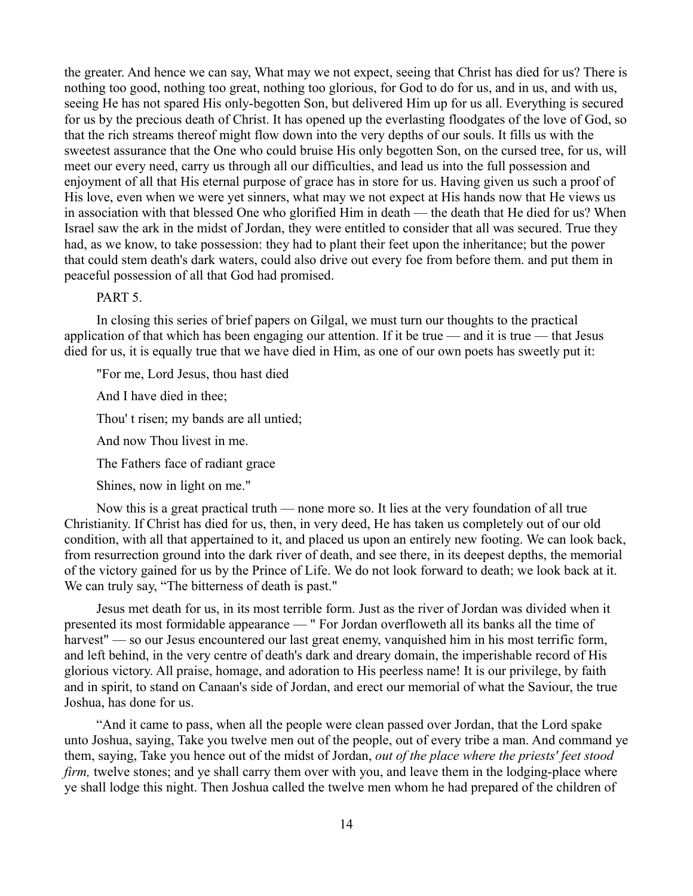the greater. And hence we can say, What may we not expect, seeing that Christ has died for us? There is nothing too good, nothing too great, nothing too glorious, for God to do for us, and in us, and with us, seeing He has not spared His only-begotten Son, but delivered Him up for us all. Everything is secured for us by the precious death of Christ. It has opened up the everlasting floodgates of the love of God, so that the rich streams thereof might flow down into the very depths of our souls. It fills us with the sweetest assurance that the One who could bruise His only begotten Son, on the cursed tree, for us, will meet our every need, carry us through all our difficulties, and lead us into the full possession and enjoyment of all that His eternal purpose of grace has in store for us. Having given us such a proof of His love, even when we were yet sinners, what may we not expect at His hands now that He views us in association with that blessed One who glorified Him in death — the death that He died for us? When Israel saw the ark in the midst of Jordan, they were entitled to consider that all was secured. True they had, as we know, to take possession: they had to plant their feet upon the inheritance; but the power that could stem death's dark waters, could also drive out every foe from before them. and put them in peaceful possession of all that God had promised.

PART 5.

In closing this series of brief papers on Gilgal, we must turn our thoughts to the practical application of that which has been engaging our attention. If it be true — and it is true — that Jesus died for us, it is equally true that we have died in Him, as one of our own poets has sweetly put it:

"For me, Lord Jesus, thou hast died

And I have died in thee;

Thou' t risen; my bands are all untied;

And now Thou livest in me.

The Fathers face of radiant grace

Shines, now in light on me."

Now this is a great practical truth — none more so. It lies at the very foundation of all true Christianity. If Christ has died for us, then, in very deed, He has taken us completely out of our old condition, with all that appertained to it, and placed us upon an entirely new footing. We can look back, from resurrection ground into the dark river of death, and see there, in its deepest depths, the memorial of the victory gained for us by the Prince of Life. We do not look forward to death; we look back at it. We can truly say, "The bitterness of death is past."

Jesus met death for us, in its most terrible form. Just as the river of Jordan was divided when it presented its most formidable appearance — " For Jordan overfloweth all its banks all the time of harvest" — so our Jesus encountered our last great enemy, vanquished him in his most terrific form, and left behind, in the very centre of death's dark and dreary domain, the imperishable record of His glorious victory. All praise, homage, and adoration to His peerless name! It is our privilege, by faith and in spirit, to stand on Canaan's side of Jordan, and erect our memorial of what the Saviour, the true Joshua, has done for us.

"And it came to pass, when all the people were clean passed over Jordan, that the Lord spake unto Joshua, saying, Take you twelve men out of the people, out of every tribe a man. And command ye them, saying, Take you hence out of the midst of Jordan, *out of the place where the priests' feet stood firm,* twelve stones; and ye shall carry them over with you, and leave them in the lodging-place where ye shall lodge this night. Then Joshua called the twelve men whom he had prepared of the children of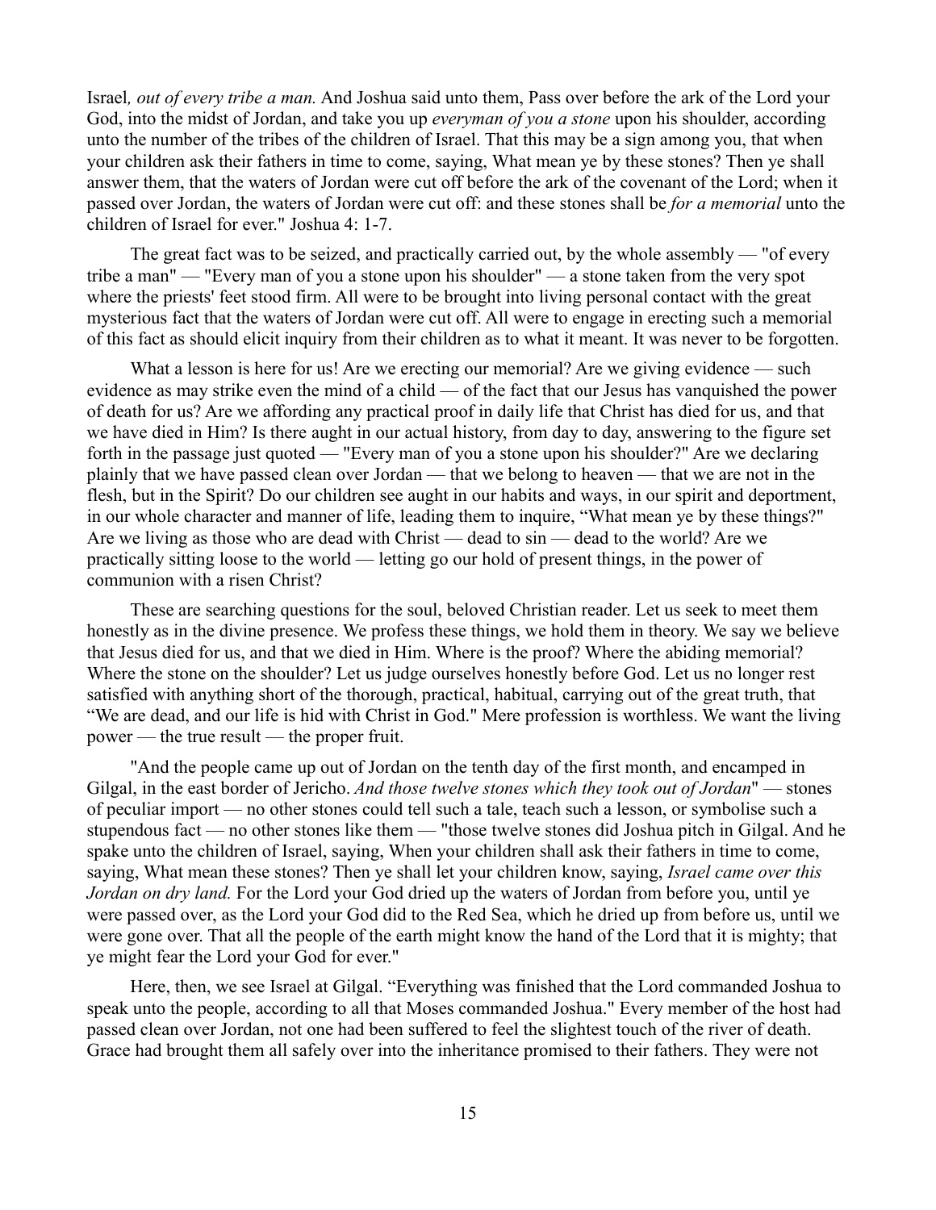Israel*, out of every tribe a man.* And Joshua said unto them, Pass over before the ark of the Lord your God, into the midst of Jordan, and take you up *everyman of you a stone* upon his shoulder, according unto the number of the tribes of the children of Israel. That this may be a sign among you, that when your children ask their fathers in time to come, saying, What mean ye by these stones? Then ye shall answer them, that the waters of Jordan were cut off before the ark of the covenant of the Lord; when it passed over Jordan, the waters of Jordan were cut off: and these stones shall be *for a memorial* unto the children of Israel for ever." Joshua 4: 1-7.

The great fact was to be seized, and practically carried out, by the whole assembly — "of every tribe a man" — "Every man of you a stone upon his shoulder" — a stone taken from the very spot where the priests' feet stood firm. All were to be brought into living personal contact with the great mysterious fact that the waters of Jordan were cut off. All were to engage in erecting such a memorial of this fact as should elicit inquiry from their children as to what it meant. It was never to be forgotten.

What a lesson is here for us! Are we erecting our memorial? Are we giving evidence — such evidence as may strike even the mind of a child — of the fact that our Jesus has vanquished the power of death for us? Are we affording any practical proof in daily life that Christ has died for us, and that we have died in Him? Is there aught in our actual history, from day to day, answering to the figure set forth in the passage just quoted — "Every man of you a stone upon his shoulder?" Are we declaring plainly that we have passed clean over Jordan — that we belong to heaven — that we are not in the flesh, but in the Spirit? Do our children see aught in our habits and ways, in our spirit and deportment, in our whole character and manner of life, leading them to inquire, "What mean ye by these things?" Are we living as those who are dead with Christ — dead to sin — dead to the world? Are we practically sitting loose to the world — letting go our hold of present things, in the power of communion with a risen Christ?

These are searching questions for the soul, beloved Christian reader. Let us seek to meet them honestly as in the divine presence. We profess these things, we hold them in theory. We say we believe that Jesus died for us, and that we died in Him. Where is the proof? Where the abiding memorial? Where the stone on the shoulder? Let us judge ourselves honestly before God. Let us no longer rest satisfied with anything short of the thorough, practical, habitual, carrying out of the great truth, that "We are dead, and our life is hid with Christ in God." Mere profession is worthless. We want the living power — the true result — the proper fruit.

"And the people came up out of Jordan on the tenth day of the first month, and encamped in Gilgal, in the east border of Jericho. *And those twelve stones which they took out of Jordan*" — stones of peculiar import — no other stones could tell such a tale, teach such a lesson, or symbolise such a stupendous fact — no other stones like them — "those twelve stones did Joshua pitch in Gilgal. And he spake unto the children of Israel, saying, When your children shall ask their fathers in time to come, saying, What mean these stones? Then ye shall let your children know, saying, *Israel came over this Jordan on dry land.* For the Lord your God dried up the waters of Jordan from before you, until ye were passed over, as the Lord your God did to the Red Sea, which he dried up from before us, until we were gone over. That all the people of the earth might know the hand of the Lord that it is mighty; that ye might fear the Lord your God for ever."

Here, then, we see Israel at Gilgal. "Everything was finished that the Lord commanded Joshua to speak unto the people, according to all that Moses commanded Joshua." Every member of the host had passed clean over Jordan, not one had been suffered to feel the slightest touch of the river of death. Grace had brought them all safely over into the inheritance promised to their fathers. They were not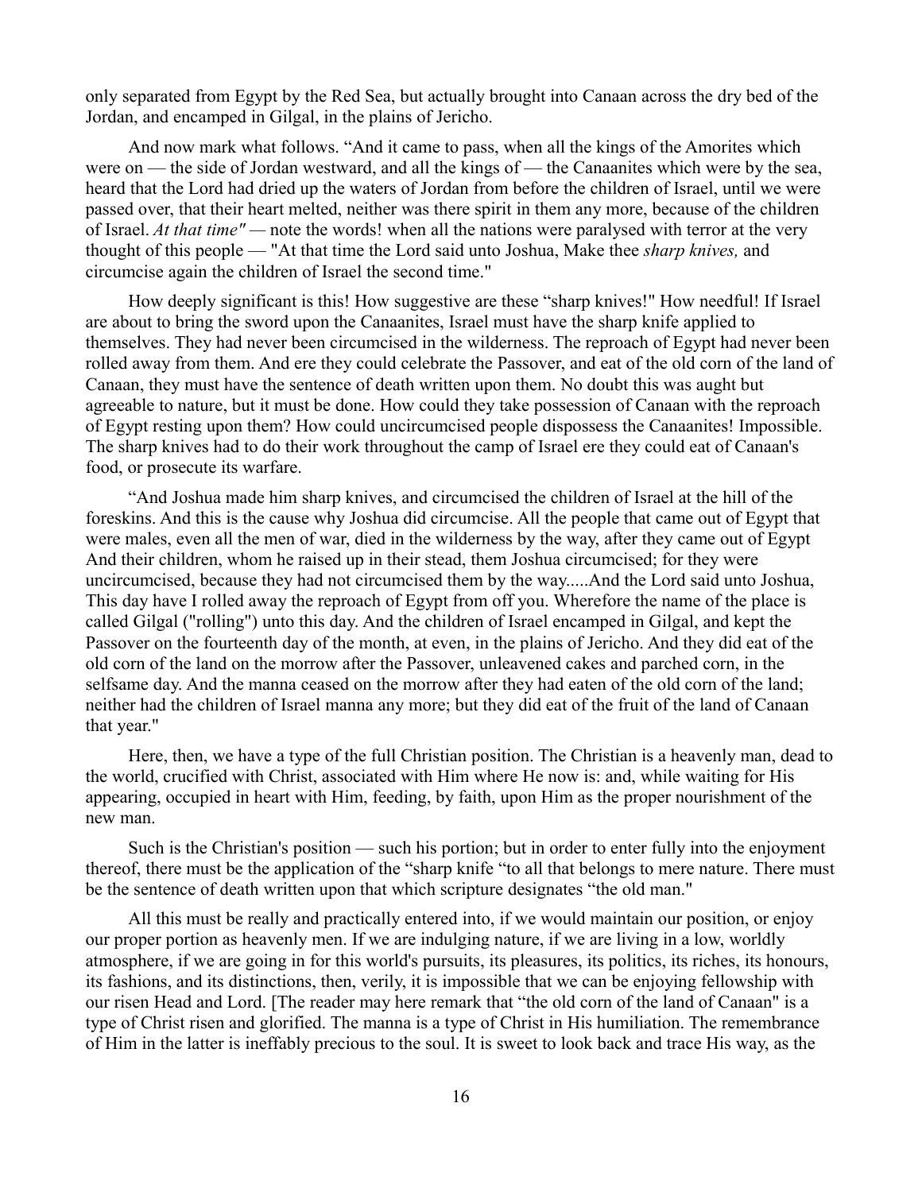only separated from Egypt by the Red Sea, but actually brought into Canaan across the dry bed of the Jordan, and encamped in Gilgal, in the plains of Jericho.

And now mark what follows. "And it came to pass, when all the kings of the Amorites which were on — the side of Jordan westward, and all the kings of — the Canaanites which were by the sea, heard that the Lord had dried up the waters of Jordan from before the children of Israel, until we were passed over, that their heart melted, neither was there spirit in them any more, because of the children of Israel. *At that time"* — note the words! when all the nations were paralysed with terror at the very thought of this people — "At that time the Lord said unto Joshua, Make thee *sharp knives,* and circumcise again the children of Israel the second time."

How deeply significant is this! How suggestive are these "sharp knives!" How needful! If Israel are about to bring the sword upon the Canaanites, Israel must have the sharp knife applied to themselves. They had never been circumcised in the wilderness. The reproach of Egypt had never been rolled away from them. And ere they could celebrate the Passover, and eat of the old corn of the land of Canaan, they must have the sentence of death written upon them. No doubt this was aught but agreeable to nature, but it must be done. How could they take possession of Canaan with the reproach of Egypt resting upon them? How could uncircumcised people dispossess the Canaanites! Impossible. The sharp knives had to do their work throughout the camp of Israel ere they could eat of Canaan's food, or prosecute its warfare.

"And Joshua made him sharp knives, and circumcised the children of Israel at the hill of the foreskins. And this is the cause why Joshua did circumcise. All the people that came out of Egypt that were males, even all the men of war, died in the wilderness by the way, after they came out of Egypt And their children, whom he raised up in their stead, them Joshua circumcised; for they were uncircumcised, because they had not circumcised them by the way.....And the Lord said unto Joshua, This day have I rolled away the reproach of Egypt from off you. Wherefore the name of the place is called Gilgal ("rolling") unto this day. And the children of Israel encamped in Gilgal, and kept the Passover on the fourteenth day of the month, at even, in the plains of Jericho. And they did eat of the old corn of the land on the morrow after the Passover, unleavened cakes and parched corn, in the selfsame day. And the manna ceased on the morrow after they had eaten of the old corn of the land; neither had the children of Israel manna any more; but they did eat of the fruit of the land of Canaan that year."

Here, then, we have a type of the full Christian position. The Christian is a heavenly man, dead to the world, crucified with Christ, associated with Him where He now is: and, while waiting for His appearing, occupied in heart with Him, feeding, by faith, upon Him as the proper nourishment of the new man.

Such is the Christian's position — such his portion; but in order to enter fully into the enjoyment thereof, there must be the application of the "sharp knife "to all that belongs to mere nature. There must be the sentence of death written upon that which scripture designates "the old man."

All this must be really and practically entered into, if we would maintain our position, or enjoy our proper portion as heavenly men. If we are indulging nature, if we are living in a low, worldly atmosphere, if we are going in for this world's pursuits, its pleasures, its politics, its riches, its honours, its fashions, and its distinctions, then, verily, it is impossible that we can be enjoying fellowship with our risen Head and Lord. [The reader may here remark that "the old corn of the land of Canaan" is a type of Christ risen and glorified. The manna is a type of Christ in His humiliation. The remembrance of Him in the latter is ineffably precious to the soul. It is sweet to look back and trace His way, as the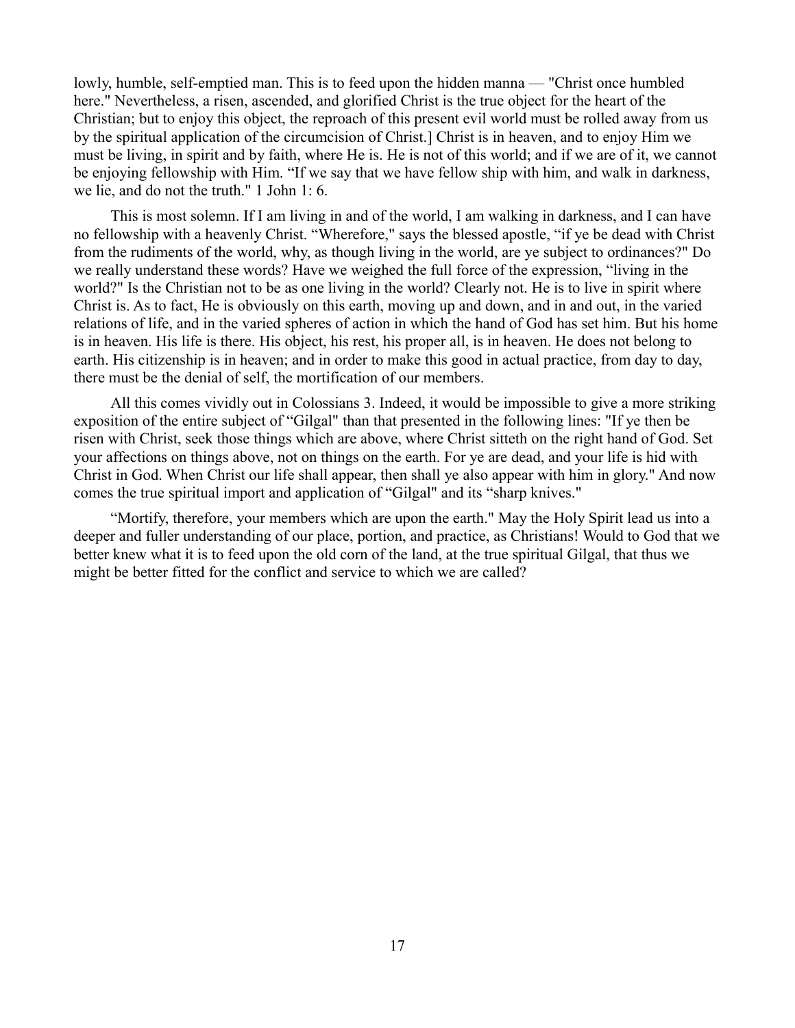lowly, humble, self-emptied man. This is to feed upon the hidden manna — "Christ once humbled here." Nevertheless, a risen, ascended, and glorified Christ is the true object for the heart of the Christian; but to enjoy this object, the reproach of this present evil world must be rolled away from us by the spiritual application of the circumcision of Christ.] Christ is in heaven, and to enjoy Him we must be living, in spirit and by faith, where He is. He is not of this world; and if we are of it, we cannot be enjoying fellowship with Him. "If we say that we have fellow ship with him, and walk in darkness, we lie, and do not the truth." 1 John 1: 6.

This is most solemn. If I am living in and of the world, I am walking in darkness, and I can have no fellowship with a heavenly Christ. "Wherefore," says the blessed apostle, "if ye be dead with Christ from the rudiments of the world, why, as though living in the world, are ye subject to ordinances?" Do we really understand these words? Have we weighed the full force of the expression, "living in the world?" Is the Christian not to be as one living in the world? Clearly not. He is to live in spirit where Christ is. As to fact, He is obviously on this earth, moving up and down, and in and out, in the varied relations of life, and in the varied spheres of action in which the hand of God has set him. But his home is in heaven. His life is there. His object, his rest, his proper all, is in heaven. He does not belong to earth. His citizenship is in heaven; and in order to make this good in actual practice, from day to day, there must be the denial of self, the mortification of our members.

All this comes vividly out in Colossians 3. Indeed, it would be impossible to give a more striking exposition of the entire subject of "Gilgal" than that presented in the following lines: "If ye then be risen with Christ, seek those things which are above, where Christ sitteth on the right hand of God. Set your affections on things above, not on things on the earth. For ye are dead, and your life is hid with Christ in God. When Christ our life shall appear, then shall ye also appear with him in glory." And now comes the true spiritual import and application of "Gilgal" and its "sharp knives."

"Mortify, therefore, your members which are upon the earth." May the Holy Spirit lead us into a deeper and fuller understanding of our place, portion, and practice, as Christians! Would to God that we better knew what it is to feed upon the old corn of the land, at the true spiritual Gilgal, that thus we might be better fitted for the conflict and service to which we are called?